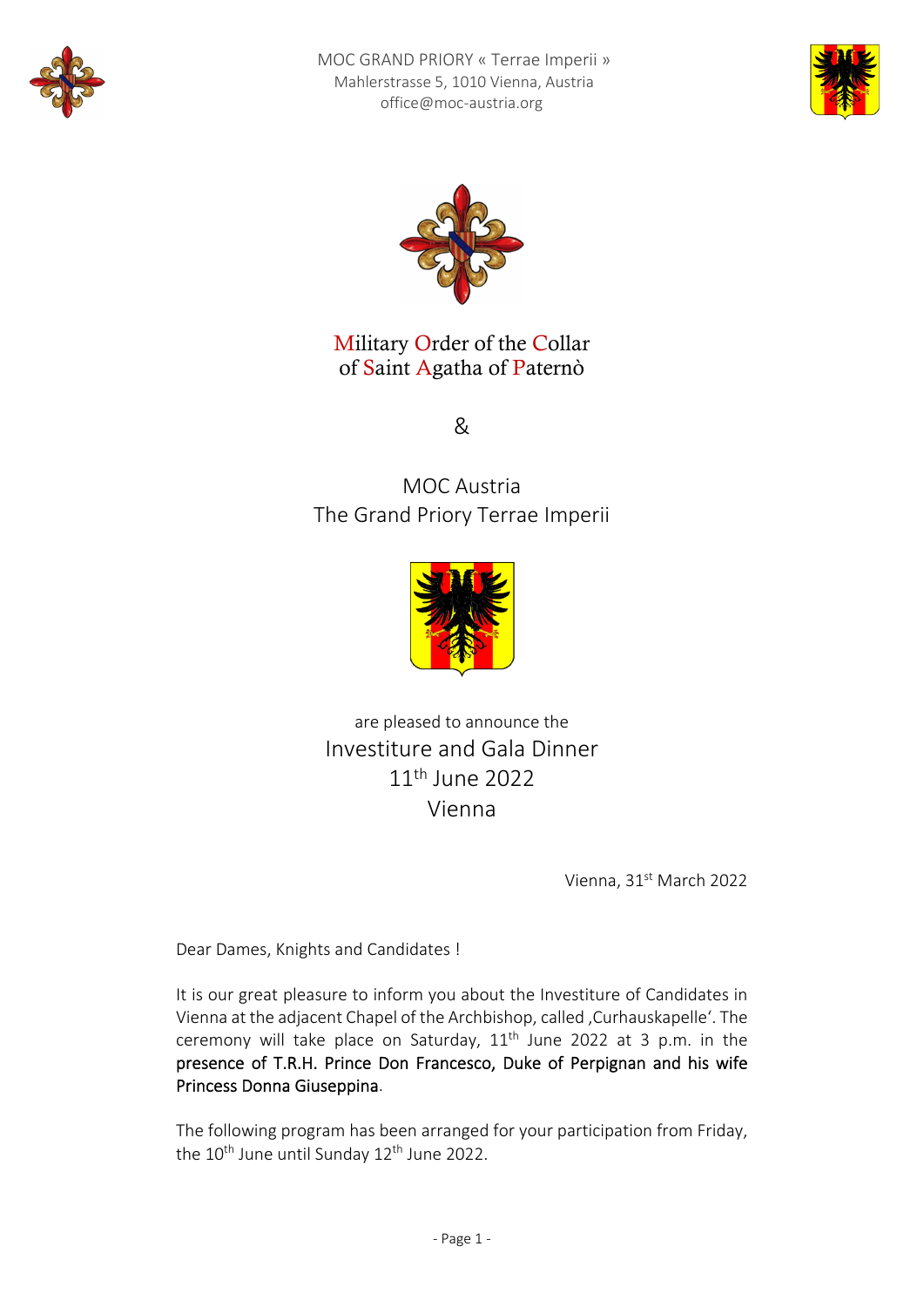MOC GRAND PRIORY « Terrae Imperii »
Mahlerstrasse 5, 1010 Vienna, Austria
office@moc-austria.org

# Military Order of the Collar of Saint Agatha of Paternò

&

## MOC Austria
## The Grand Priory Terrae Imperii

are pleased to announce the

## Investiture and Gala Dinner
## 11th June 2022
## Vienna

Vienna, 31st March 2022

Dear Dames, Knights and Candidates !

It is our great pleasure to inform you about the Investiture of Candidates in Vienna at the adjacent Chapel of the Archbishop, called ‚Curhauskapelle'. The ceremony will take place on Saturday, 11th June 2022 at 3 p.m. in the **presence of T.R.H. Prince Don Francesco, Duke of Perpignan and his wife Princess Donna Giuseppina**.

The following program has been arranged for your participation from Friday, the 10th June until Sunday 12th June 2022.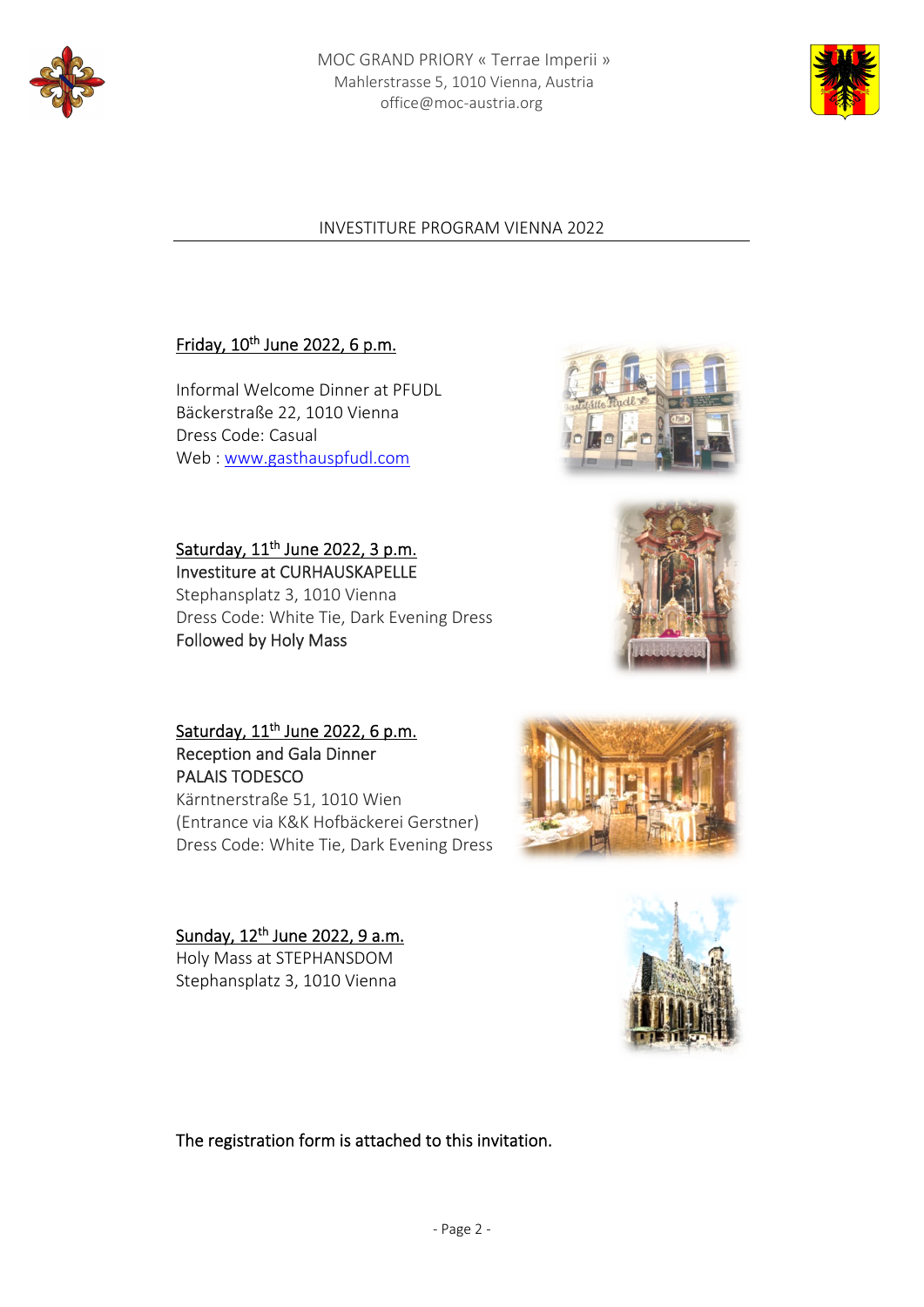MOC GRAND PRIORY « Terrae Imperii »
Mahlerstrasse 5, 1010 Vienna, Austria
office@moc-austria.org

## INVESTITURE PROGRAM VIENNA 2022

Friday, 10th June 2022, 6 p.m.

Informal Welcome Dinner at PFUDL
Bäckerstraße 22, 1010 Vienna
Dress Code: Casual
Web : [www.gasthauspfudl.com](http://www.gasthauspfudl.com)

Saturday, 11th June 2022, 3 p.m.
Investiture at CURHAUSKAPELLE
Stephansplatz 3, 1010 Vienna
Dress Code: White Tie, Dark Evening Dress
Followed by Holy Mass

Saturday, 11th June 2022, 6 p.m.
Reception and Gala Dinner
PALAIS TODESCO
Kärntnerstraße 51, 1010 Wien
(Entrance via K&K Hofbäckerei Gerstner)
Dress Code: White Tie, Dark Evening Dress

Sunday, 12th June 2022, 9 a.m.
Holy Mass at STEPHANSDOM
Stephansplatz 3, 1010 Vienna

The registration form is attached to this invitation.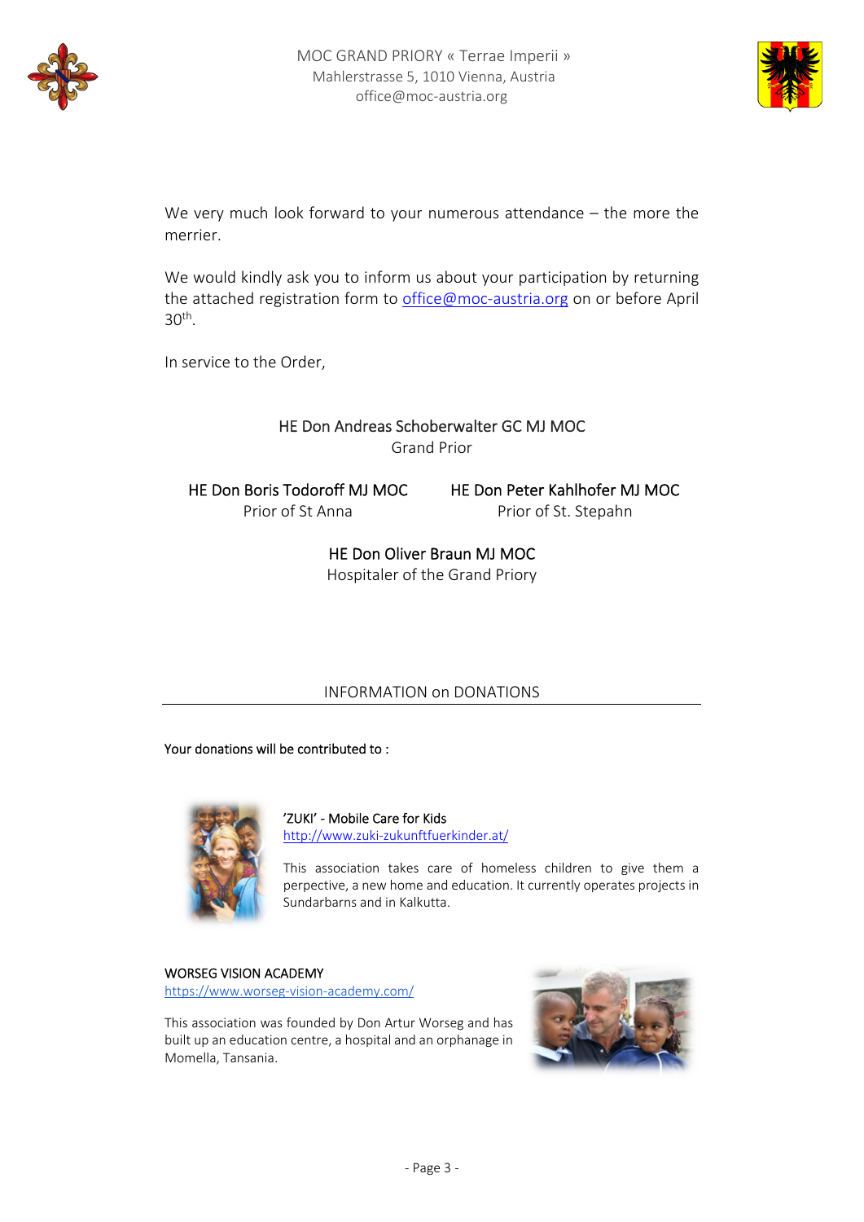We very much look forward to your numerous attendance – the more the merrier.

We would kindly ask you to inform us about your participation by returning the attached registration form to office@moc-austria.org on or before April 30th.

In service to the Order,

HE Don Andreas Schoberwalter GC MJ MOC
Grand Prior

HE Don Boris Todoroff MJ MOC
Prior of St Anna

HE Don Peter Kahlhofer MJ MOC
Prior of St. Stepahn

HE Don Oliver Braun MJ MOC
Hospitaler of the Grand Priory

## INFORMATION on DONATIONS

**Your donations will be contributed to :**

**'ZUKI' - Mobile Care for Kids**
http://www.zuki-zukunftfuerkinder.at/

This association takes care of homeless children to give them a perpective, a new home and education. It currently operates projects in Sundarbarns and in Kalkutta.

**WORSEG VISION ACADEMY**
https://www.worseg-vision-academy.com/

This association was founded by Don Artur Worseg and has built up an education centre, a hospital and an orphanage in Momella, Tansania.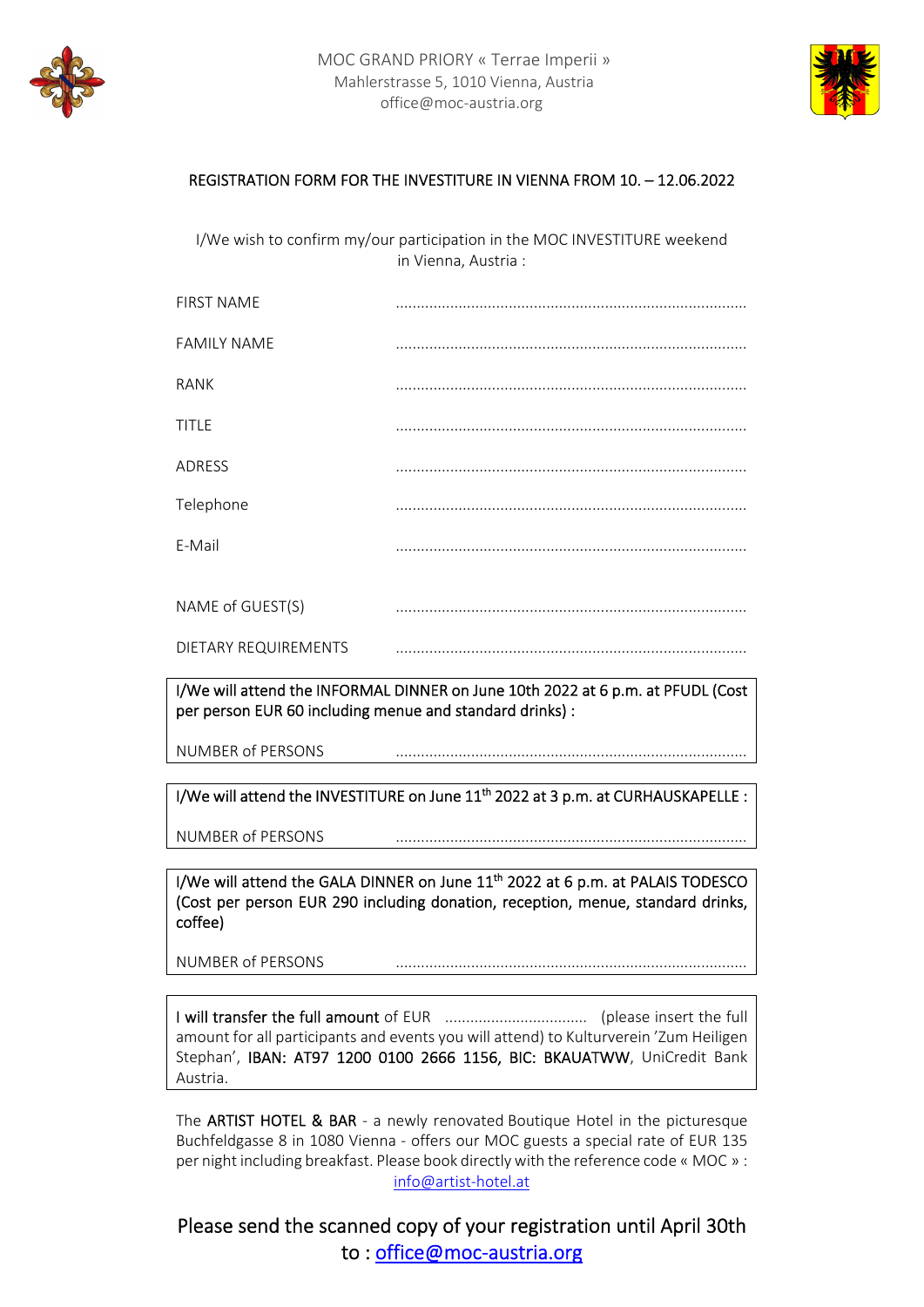MOC GRAND PRIORY « Terrae Imperii »
Mahlerstrasse 5, 1010 Vienna, Austria
office@moc-austria.org

## REGISTRATION FORM FOR THE INVESTITURE IN VIENNA FROM 10. – 12.06.2022

I/We wish to confirm my/our participation in the MOC INVESTITURE weekend in Vienna, Austria :

FIRST NAME ...................................................................................

FAMILY NAME ...................................................................................

RANK ...................................................................................

TITLE ...................................................................................

ADRESS ...................................................................................

Telephone ...................................................................................

E-Mail ...................................................................................

NAME of GUEST(S) ...................................................................................

DIETARY REQUIREMENTS ...................................................................................

I/We will attend the INFORMAL DINNER on June 10th 2022 at 6 p.m. at PFUDL (Cost per person EUR 60 including menue and standard drinks) :

NUMBER of PERSONS ...................................................................................

I/We will attend the INVESTITURE on June 11th 2022 at 3 p.m. at CURHAUSKAPELLE :

NUMBER of PERSONS ...................................................................................

I/We will attend the GALA DINNER on June 11th 2022 at 6 p.m. at PALAIS TODESCO (Cost per person EUR 290 including donation, reception, menue, standard drinks, coffee)

NUMBER of PERSONS ...................................................................................

I will transfer the full amount of EUR .................................. (please insert the full amount for all participants and events you will attend) to Kulturverein 'Zum Heiligen Stephan', IBAN: AT97 1200 0100 2666 1156, BIC: BKAUATWW, UniCredit Bank Austria.

The ARTIST HOTEL & BAR - a newly renovated Boutique Hotel in the picturesque Buchfeldgasse 8 in 1080 Vienna - offers our MOC guests a special rate of EUR 135 per night including breakfast. Please book directly with the reference code « MOC » : info@artist-hotel.at

Please send the scanned copy of your registration until April 30th to : office@moc-austria.org